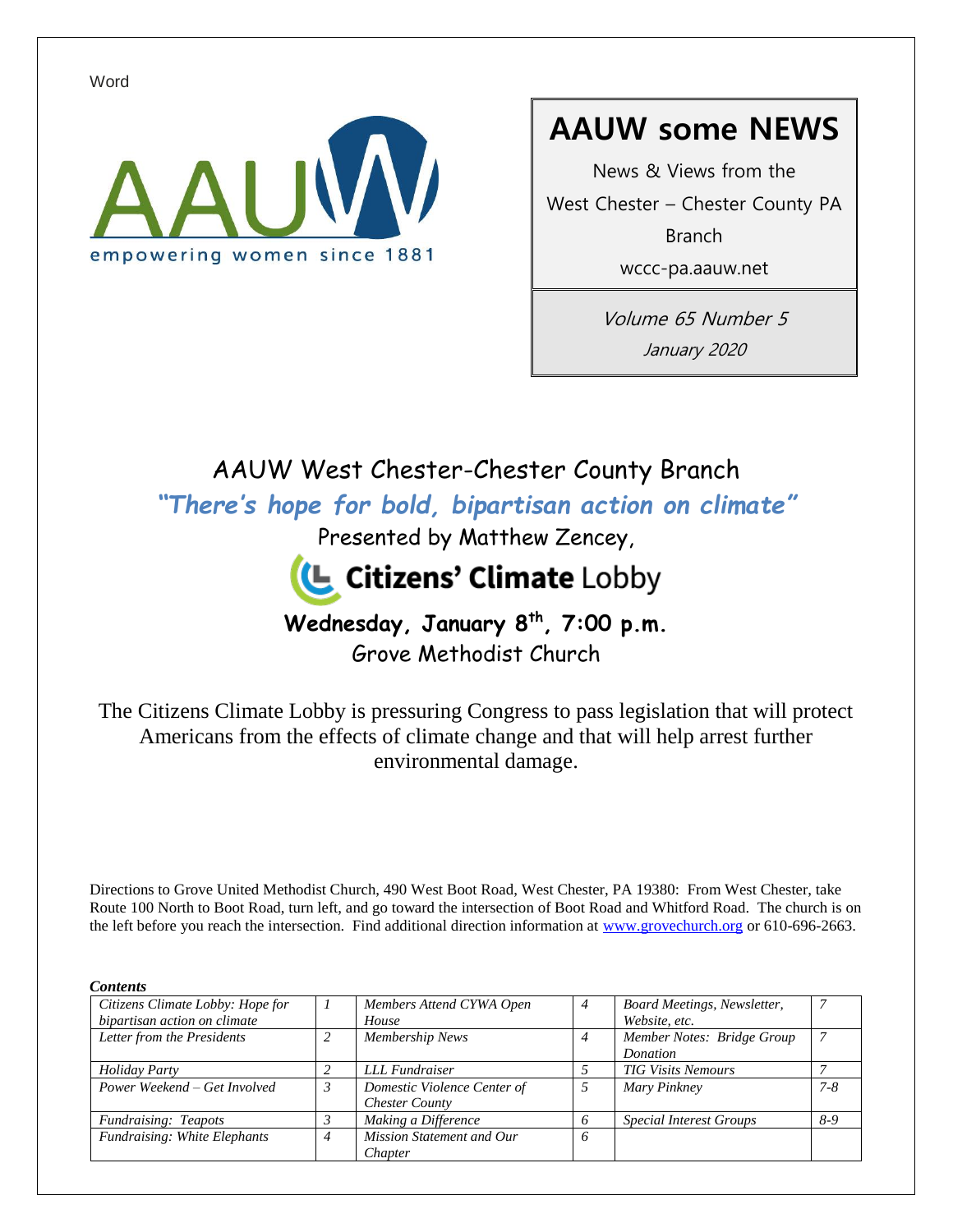Word

AAUW

empowering women since 1881

# AAUW some NEWS

News & Views from the

West Chester – Chester County PA Branch

wccc-pa.aauw.net

*Volume 65 Number 5*

*January 2020*

## AAUW West Chester-Chester County Branch

***"There's hope for bold, bipartisan action on climate"***

Presented by Matthew Zencey,

**Citizens' Climate** Lobby

**Wednesday, January 8th, 7:00 p.m.**

Grove Methodist Church

The Citizens Climate Lobby is pressuring Congress to pass legislation that will protect Americans from the effects of climate change and that will help arrest further environmental damage.

Directions to Grove United Methodist Church, 490 West Boot Road, West Chester, PA 19380: From West Chester, take Route 100 North to Boot Road, turn left, and go toward the intersection of Boot Road and Whitford Road. The church is on the left before you reach the intersection. Find additional direction information at www.grovechurch.org or 610-696-2663.

***Contents***

| | | | | | |
|---|---|---|---|---|---|
| *Citizens Climate Lobby: Hope for bipartisan action on climate* | *1* | *Members Attend CYWA Open House* | *4* | *Board Meetings, Newsletter, Website, etc.* | *7* |
| *Letter from the Presidents* | *2* | *Membership News* | *4* | *Member Notes: Bridge Group Donation* | *7* |
| *Holiday Party* | *2* | *LLL Fundraiser* | *5* | *TIG Visits Nemours* | *7* |
| *Power Weekend – Get Involved* | *3* | *Domestic Violence Center of Chester County* | *5* | *Mary Pinkney* | *7-8* |
| *Fundraising: Teapots* | *3* | *Making a Difference* | *6* | *Special Interest Groups* | *8-9* |
| *Fundraising: White Elephants* | *4* | *Mission Statement and Our Chapter* | *6* | | |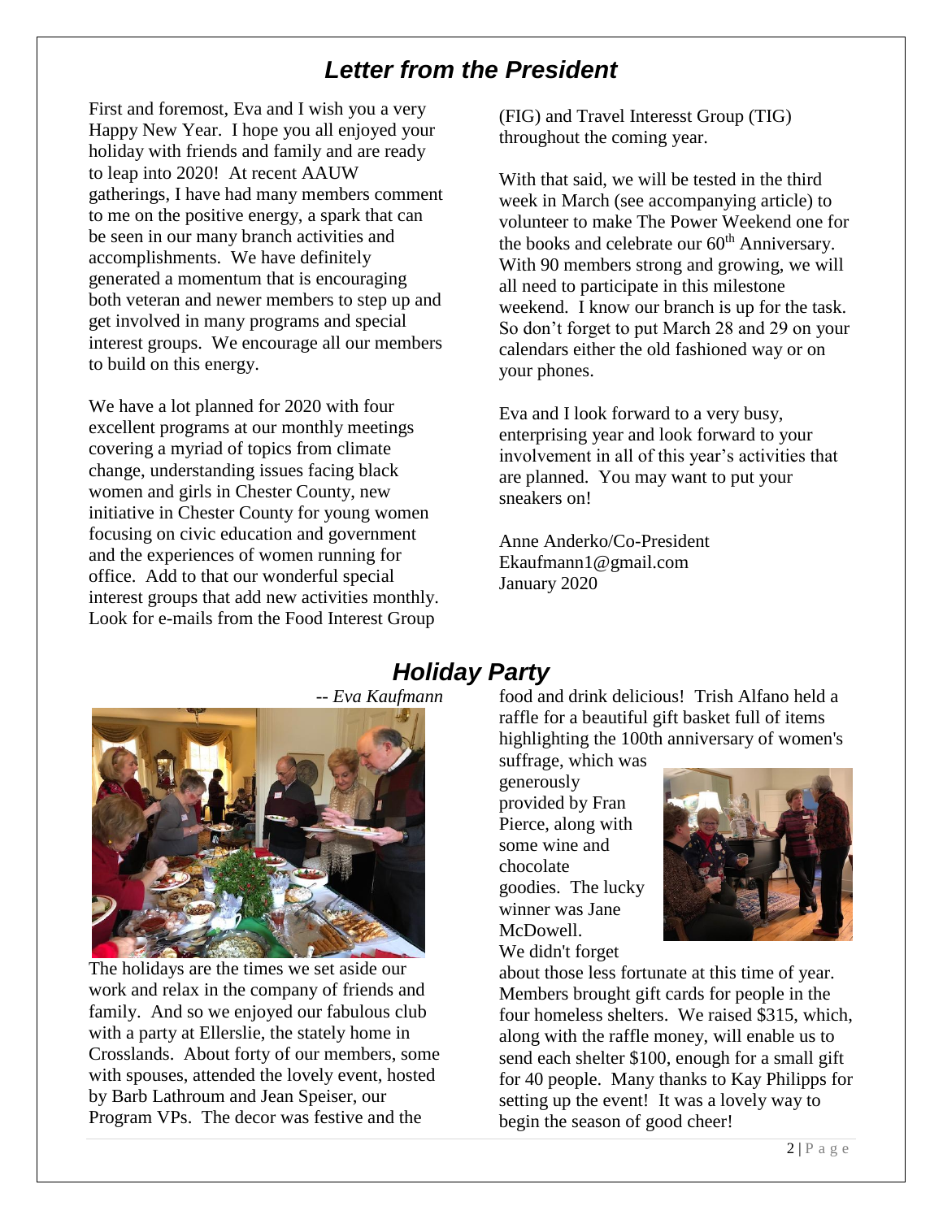## *Letter from the President*

First and foremost, Eva and I wish you a very Happy New Year. I hope you all enjoyed your holiday with friends and family and are ready to leap into 2020! At recent AAUW gatherings, I have had many members comment to me on the positive energy, a spark that can be seen in our many branch activities and accomplishments. We have definitely generated a momentum that is encouraging both veteran and newer members to step up and get involved in many programs and special interest groups. We encourage all our members to build on this energy.

We have a lot planned for 2020 with four excellent programs at our monthly meetings covering a myriad of topics from climate change, understanding issues facing black women and girls in Chester County, new initiative in Chester County for young women focusing on civic education and government and the experiences of women running for office. Add to that our wonderful special interest groups that add new activities monthly. Look for e-mails from the Food Interest Group (FIG) and Travel Interesst Group (TIG) throughout the coming year.

With that said, we will be tested in the third week in March (see accompanying article) to volunteer to make The Power Weekend one for the books and celebrate our 60th Anniversary. With 90 members strong and growing, we will all need to participate in this milestone weekend. I know our branch is up for the task. So don't forget to put March 28 and 29 on your calendars either the old fashioned way or on your phones.

Eva and I look forward to a very busy, enterprising year and look forward to your involvement in all of this year's activities that are planned. You may want to put your sneakers on!

Anne Anderko/Co-President
Ekaufmann1@gmail.com
January 2020

## *Holiday Party*

*-- Eva Kaufmann*

The holidays are the times we set aside our work and relax in the company of friends and family. And so we enjoyed our fabulous club with a party at Ellerslie, the stately home in Crosslands. About forty of our members, some with spouses, attended the lovely event, hosted by Barb Lathroum and Jean Speiser, our Program VPs. The decor was festive and the food and drink delicious! Trish Alfano held a raffle for a beautiful gift basket full of items highlighting the 100th anniversary of women's suffrage, which was generously provided by Fran Pierce, along with some wine and chocolate goodies. The lucky winner was Jane McDowell.

We didn't forget about those less fortunate at this time of year. Members brought gift cards for people in the four homeless shelters. We raised $315, which, along with the raffle money, will enable us to send each shelter $100, enough for a small gift for 40 people. Many thanks to Kay Philipps for setting up the event! It was a lovely way to begin the season of good cheer!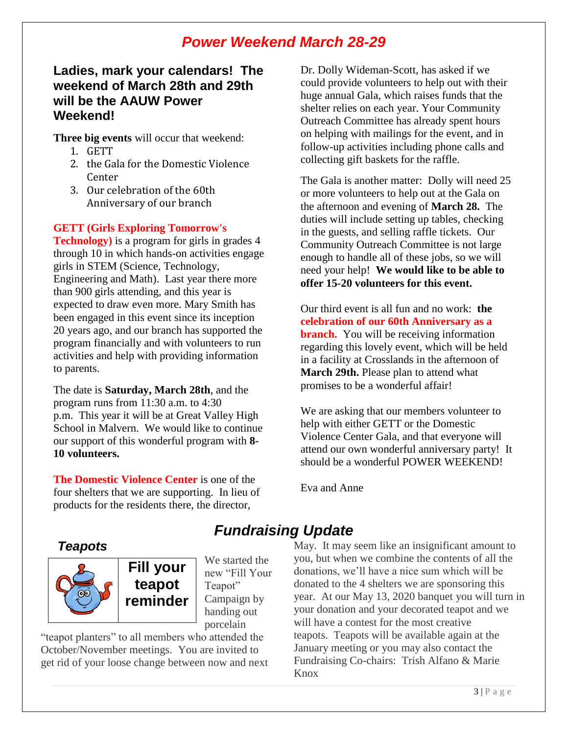# Power Weekend March 28-29

## Ladies, mark your calendars! The weekend of March 28th and 29th will be the AAUW Power Weekend!

**Three big events** will occur that weekend:

1. GETT
2. the Gala for the Domestic Violence Center
3. Our celebration of the 60th Anniversary of our branch

**GETT (Girls Exploring Tomorrow's Technology)** is a program for girls in grades 4 through 10 in which hands-on activities engage girls in STEM (Science, Technology, Engineering and Math). Last year there more than 900 girls attending, and this year is expected to draw even more. Mary Smith has been engaged in this event since its inception 20 years ago, and our branch has supported the program financially and with volunteers to run activities and help with providing information to parents.

The date is **Saturday, March 28th**, and the program runs from 11:30 a.m. to 4:30 p.m. This year it will be at Great Valley High School in Malvern. We would like to continue our support of this wonderful program with **8-10 volunteers.**

**The Domestic Violence Center** is one of the four shelters that we are supporting. In lieu of products for the residents there, the director, Dr. Dolly Wideman-Scott, has asked if we could provide volunteers to help out with their huge annual Gala, which raises funds that the shelter relies on each year. Your Community Outreach Committee has already spent hours on helping with mailings for the event, and in follow-up activities including phone calls and collecting gift baskets for the raffle.

The Gala is another matter: Dolly will need 25 or more volunteers to help out at the Gala on the afternoon and evening of **March 28.** The duties will include setting up tables, checking in the guests, and selling raffle tickets. Our Community Outreach Committee is not large enough to handle all of these jobs, so we will need your help! **We would like to be able to offer 15-20 volunteers for this event.**

Our third event is all fun and no work: **the celebration of our 60th Anniversary as a branch.** You will be receiving information regarding this lovely event, which will be held in a facility at Crosslands in the afternoon of **March 29th.** Please plan to attend what promises to be a wonderful affair!

We are asking that our members volunteer to help with either GETT or the Domestic Violence Center Gala, and that everyone will attend our own wonderful anniversary party! It should be a wonderful POWER WEEKEND!

Eva and Anne

# Fundraising Update

### Teapots

**Fill your teapot reminder**

We started the new "Fill Your Teapot" Campaign by handing out porcelain "teapot planters" to all members who attended the October/November meetings. You are invited to get rid of your loose change between now and next May. It may seem like an insignificant amount to you, but when we combine the contents of all the donations, we'll have a nice sum which will be donated to the 4 shelters we are sponsoring this year. At our May 13, 2020 banquet you will turn in your donation and your decorated teapot and we will have a contest for the most creative teapots. Teapots will be available again at the January meeting or you may also contact the Fundraising Co-chairs: Trish Alfano & Marie Knox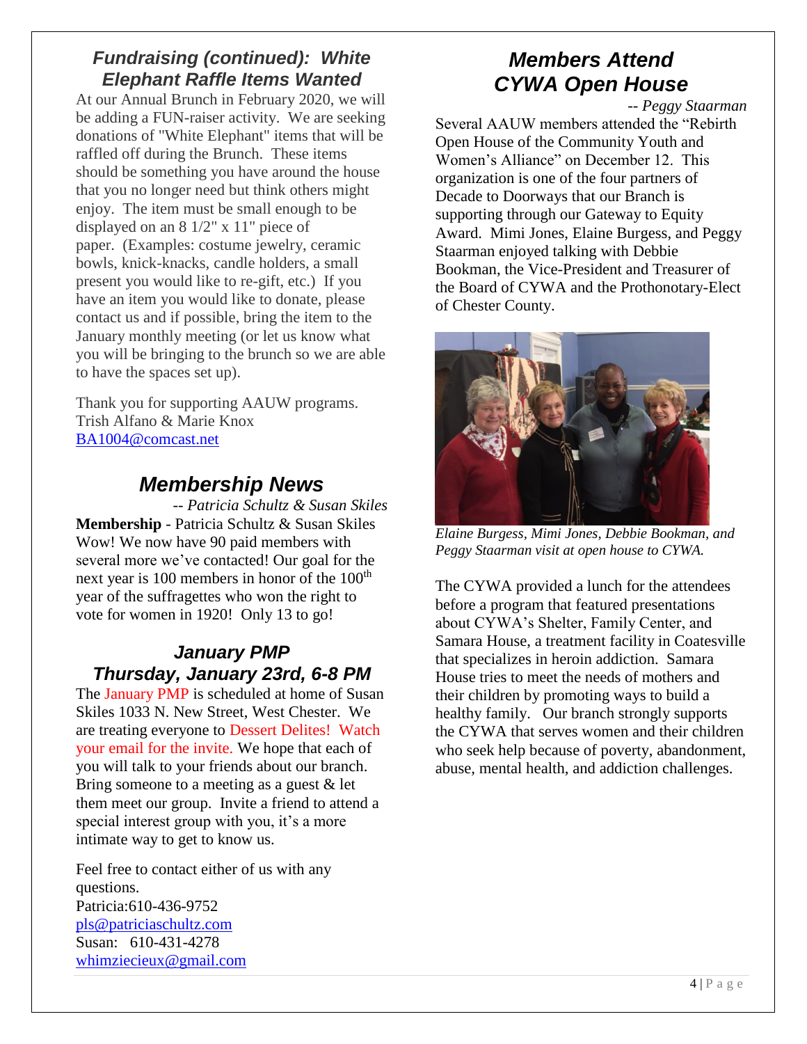## *Fundraising (continued): White Elephant Raffle Items Wanted*

At our Annual Brunch in February 2020, we will be adding a FUN-raiser activity. We are seeking donations of "White Elephant" items that will be raffled off during the Brunch. These items should be something you have around the house that you no longer need but think others might enjoy. The item must be small enough to be displayed on an 8 1/2" x 11" piece of paper. (Examples: costume jewelry, ceramic bowls, knick-knacks, candle holders, a small present you would like to re-gift, etc.) If you have an item you would like to donate, please contact us and if possible, bring the item to the January monthly meeting (or let us know what you will be bringing to the brunch so we are able to have the spaces set up).

Thank you for supporting AAUW programs.
Trish Alfano & Marie Knox
BA1004@comcast.net

## *Membership News*

*-- Patricia Schultz & Susan Skiles*

**Membership** - Patricia Schultz & Susan Skiles
Wow! We now have 90 paid members with several more we've contacted! Our goal for the next year is 100 members in honor of the 100th year of the suffragettes who won the right to vote for women in 1920! Only 13 to go!

## *January PMP Thursday, January 23rd, 6-8 PM*

The January PMP is scheduled at home of Susan Skiles 1033 N. New Street, West Chester. We are treating everyone to Dessert Delites! Watch your email for the invite. We hope that each of you will talk to your friends about our branch. Bring someone to a meeting as a guest & let them meet our group. Invite a friend to attend a special interest group with you, it's a more intimate way to get to know us.

Feel free to contact either of us with any questions.
Patricia:610-436-9752
pls@patriciaschultz.com
Susan: 610-431-4278
whimziecieux@gmail.com

## *Members Attend CYWA Open House*

*-- Peggy Staarman*

Several AAUW members attended the "Rebirth Open House of the Community Youth and Women's Alliance" on December 12. This organization is one of the four partners of Decade to Doorways that our Branch is supporting through our Gateway to Equity Award. Mimi Jones, Elaine Burgess, and Peggy Staarman enjoyed talking with Debbie Bookman, the Vice-President and Treasurer of the Board of CYWA and the Prothonotary-Elect of Chester County.

*Elaine Burgess, Mimi Jones, Debbie Bookman, and Peggy Staarman visit at open house to CYWA.*

The CYWA provided a lunch for the attendees before a program that featured presentations about CYWA's Shelter, Family Center, and Samara House, a treatment facility in Coatesville that specializes in heroin addiction. Samara House tries to meet the needs of mothers and their children by promoting ways to build a healthy family. Our branch strongly supports the CYWA that serves women and their children who seek help because of poverty, abandonment, abuse, mental health, and addiction challenges.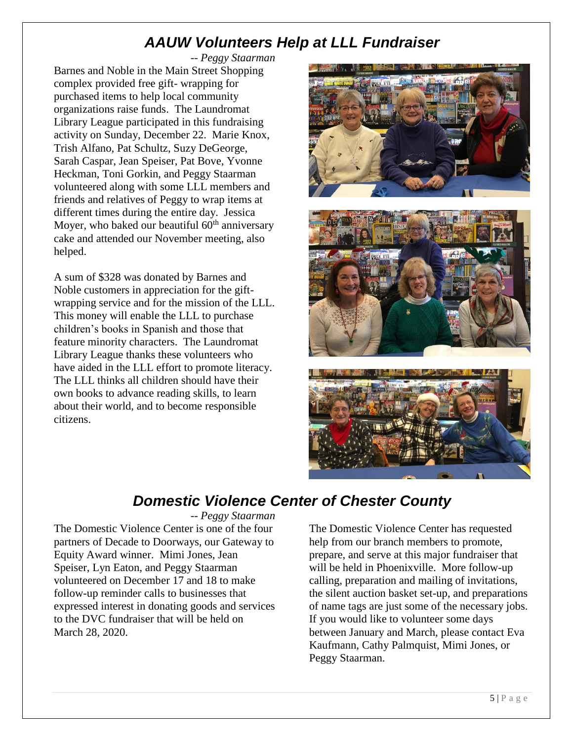## AAUW Volunteers Help at LLL Fundraiser

*-- Peggy Staarman*

Barnes and Noble in the Main Street Shopping complex provided free gift- wrapping for purchased items to help local community organizations raise funds. The Laundromat Library League participated in this fundraising activity on Sunday, December 22. Marie Knox, Trish Alfano, Pat Schultz, Suzy DeGeorge, Sarah Caspar, Jean Speiser, Pat Bove, Yvonne Heckman, Toni Gorkin, and Peggy Staarman volunteered along with some LLL members and friends and relatives of Peggy to wrap items at different times during the entire day. Jessica Moyer, who baked our beautiful 60th anniversary cake and attended our November meeting, also helped.

A sum of $328 was donated by Barnes and Noble customers in appreciation for the gift-wrapping service and for the mission of the LLL. This money will enable the LLL to purchase children's books in Spanish and those that feature minority characters. The Laundromat Library League thanks these volunteers who have aided in the LLL effort to promote literacy. The LLL thinks all children should have their own books to advance reading skills, to learn about their world, and to become responsible citizens.

## Domestic Violence Center of Chester County

*-- Peggy Staarman*

The Domestic Violence Center is one of the four partners of Decade to Doorways, our Gateway to Equity Award winner. Mimi Jones, Jean Speiser, Lyn Eaton, and Peggy Staarman volunteered on December 17 and 18 to make follow-up reminder calls to businesses that expressed interest in donating goods and services to the DVC fundraiser that will be held on March 28, 2020.

The Domestic Violence Center has requested help from our branch members to promote, prepare, and serve at this major fundraiser that will be held in Phoenixville. More follow-up calling, preparation and mailing of invitations, the silent auction basket set-up, and preparations of name tags are just some of the necessary jobs. If you would like to volunteer some days between January and March, please contact Eva Kaufmann, Cathy Palmquist, Mimi Jones, or Peggy Staarman.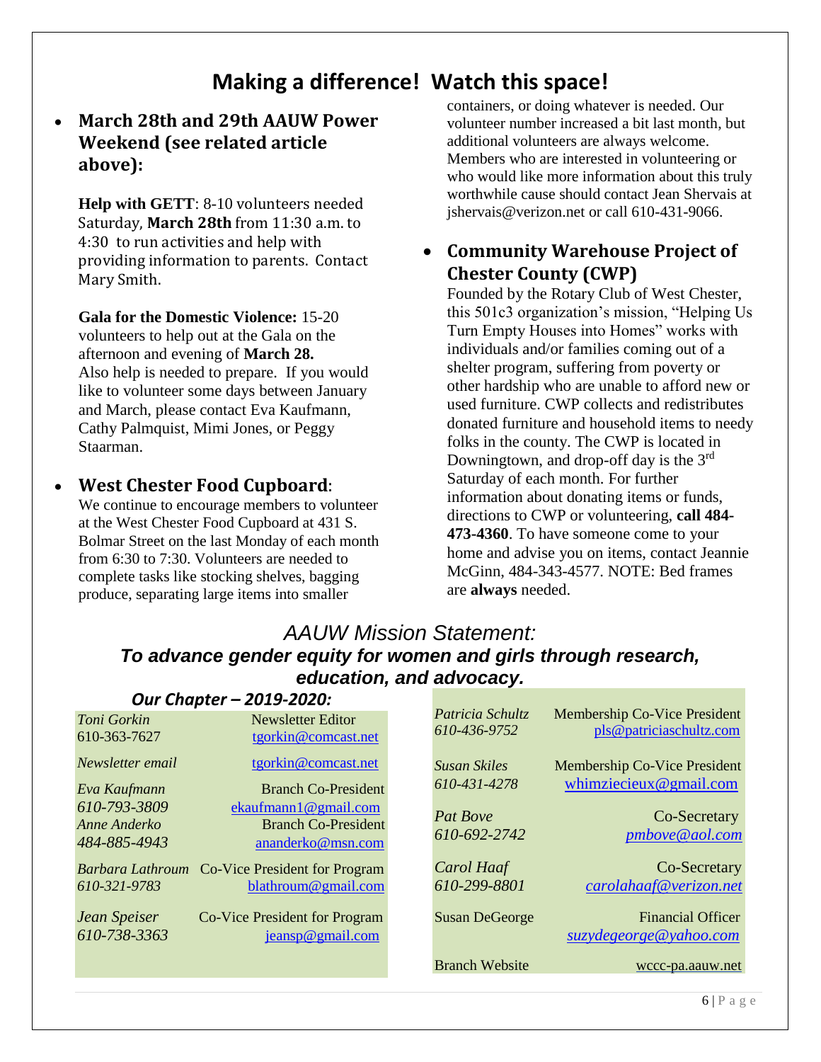# Making a difference! Watch this space!

- **March 28th and 29th AAUW Power Weekend (see related article above):**

  **Help with GETT**: 8-10 volunteers needed Saturday, **March 28th** from 11:30 a.m. to 4:30 to run activities and help with providing information to parents. Contact Mary Smith.

  **Gala for the Domestic Violence:** 15-20 volunteers to help out at the Gala on the afternoon and evening of **March 28.** Also help is needed to prepare. If you would like to volunteer some days between January and March, please contact Eva Kaufmann, Cathy Palmquist, Mimi Jones, or Peggy Staarman.

- **West Chester Food Cupboard**:
  We continue to encourage members to volunteer at the West Chester Food Cupboard at 431 S. Bolmar Street on the last Monday of each month from 6:30 to 7:30. Volunteers are needed to complete tasks like stocking shelves, bagging produce, separating large items into smaller containers, or doing whatever is needed. Our volunteer number increased a bit last month, but additional volunteers are always welcome. Members who are interested in volunteering or who would like more information about this truly worthwhile cause should contact Jean Shervais at jshervais@verizon.net or call 610-431-9066.

- **Community Warehouse Project of Chester County (CWP)**
  Founded by the Rotary Club of West Chester, this 501c3 organization's mission, "Helping Us Turn Empty Houses into Homes" works with individuals and/or families coming out of a shelter program, suffering from poverty or other hardship who are unable to afford new or used furniture. CWP collects and redistributes donated furniture and household items to needy folks in the county. The CWP is located in Downingtown, and drop-off day is the 3rd Saturday of each month. For further information about donating items or funds, directions to CWP or volunteering, **call 484-473-4360**. To have someone come to your home and advise you on items, contact Jeannie McGinn, 484-343-4577. NOTE: Bed frames are **always** needed.

## *AAUW Mission Statement:*

***To advance gender equity for women and girls through research, education, and advocacy.***

### *Our Chapter – 2019-2020:*

| Name / Phone | Position / Email |
|---|---|
| *Toni Gorkin* 610-363-7627 | Newsletter Editor tgorkin@comcast.net |
| *Newsletter email* | tgorkin@comcast.net |
| *Eva Kaufmann* *610-793-3809* | Branch Co-President ekaufmann1@gmail.com |
| *Anne Anderko* *484-885-4943* | Branch Co-President ananderko@msn.com |
| *Barbara Lathroum* *610-321-9783* | Co-Vice President for Program blathroum@gmail.com |
| *Jean Speiser* *610-738-3363* | Co-Vice President for Program jeansp@gmail.com |
| *Patricia Schultz* *610-436-9752* | Membership Co-Vice President pls@patriciaschultz.com |
| *Susan Skiles* *610-431-4278* | Membership Co-Vice President whimziecieux@gmail.com |
| *Pat Bove* *610-692-2742* | Co-Secretary *pmbove@aol.com* |
| *Carol Haaf* *610-299-8801* | Co-Secretary *carolahaaf@verizon.net* |
| Susan DeGeorge | Financial Officer *suzydegeorge@yahoo.com* |
| Branch Website | wccc-pa.aauw.net |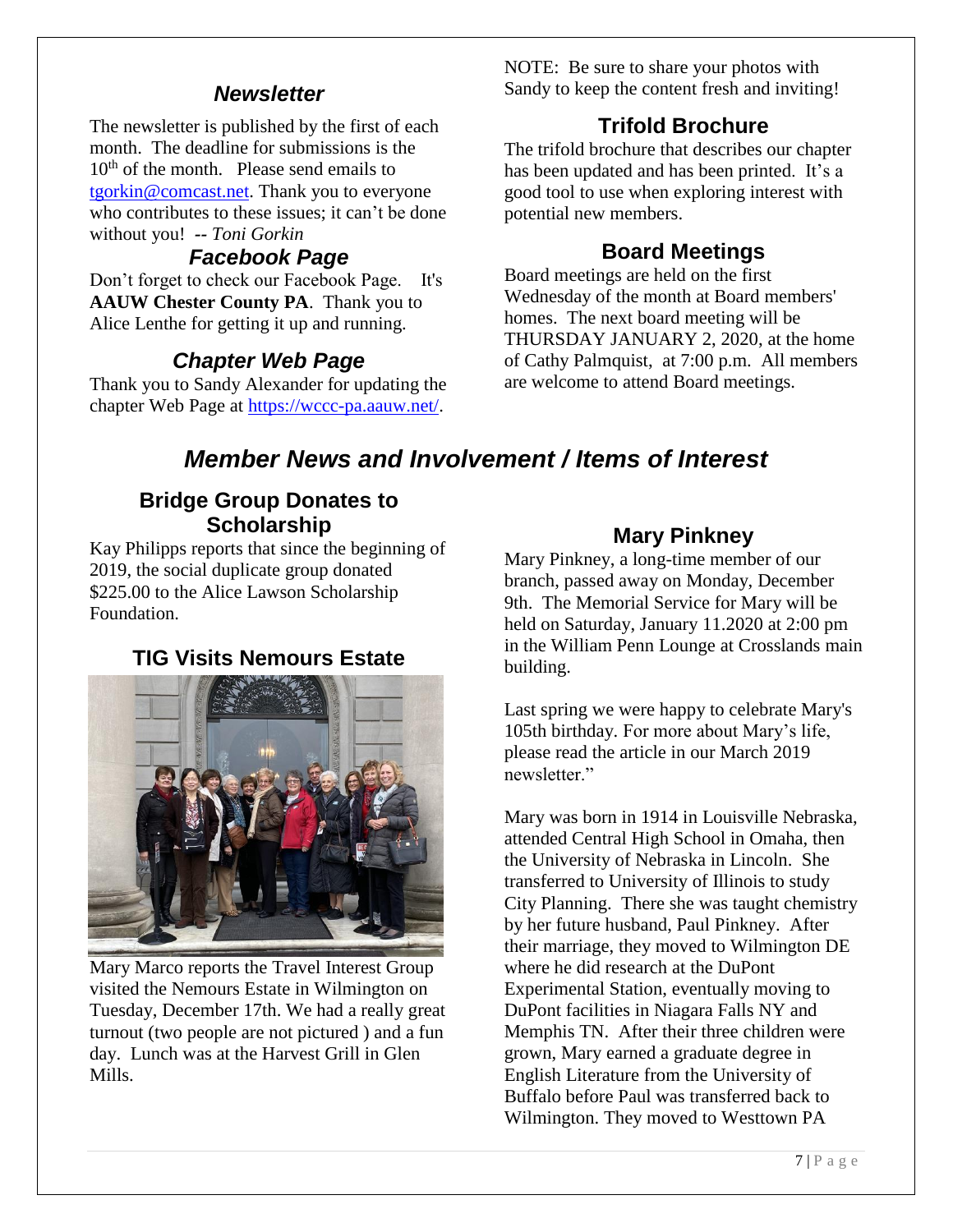## *Newsletter*

The newsletter is published by the first of each month. The deadline for submissions is the 10th of the month. Please send emails to tgorkin@comcast.net. Thank you to everyone who contributes to these issues; it can't be done without you! -- *Toni Gorkin*

## *Facebook Page*

Don't forget to check our Facebook Page. It's **AAUW Chester County PA**. Thank you to Alice Lenthe for getting it up and running.

## *Chapter Web Page*

Thank you to Sandy Alexander for updating the chapter Web Page at https://wccc-pa.aauw.net/.

NOTE: Be sure to share your photos with Sandy to keep the content fresh and inviting!

## Trifold Brochure

The trifold brochure that describes our chapter has been updated and has been printed. It's a good tool to use when exploring interest with potential new members.

## Board Meetings

Board meetings are held on the first Wednesday of the month at Board members' homes. The next board meeting will be THURSDAY JANUARY 2, 2020, at the home of Cathy Palmquist, at 7:00 p.m. All members are welcome to attend Board meetings.

# *Member News and Involvement / Items of Interest*

## Bridge Group Donates to Scholarship

Kay Philipps reports that since the beginning of 2019, the social duplicate group donated $225.00 to the Alice Lawson Scholarship Foundation.

## TIG Visits Nemours Estate

Mary Marco reports the Travel Interest Group visited the Nemours Estate in Wilmington on Tuesday, December 17th. We had a really great turnout (two people are not pictured ) and a fun day. Lunch was at the Harvest Grill in Glen Mills.

## Mary Pinkney

Mary Pinkney, a long-time member of our branch, passed away on Monday, December 9th. The Memorial Service for Mary will be held on Saturday, January 11.2020 at 2:00 pm in the William Penn Lounge at Crosslands main building.

Last spring we were happy to celebrate Mary's 105th birthday. For more about Mary's life, please read the article in our March 2019 newsletter."

Mary was born in 1914 in Louisville Nebraska, attended Central High School in Omaha, then the University of Nebraska in Lincoln. She transferred to University of Illinois to study City Planning. There she was taught chemistry by her future husband, Paul Pinkney. After their marriage, they moved to Wilmington DE where he did research at the DuPont Experimental Station, eventually moving to DuPont facilities in Niagara Falls NY and Memphis TN. After their three children were grown, Mary earned a graduate degree in English Literature from the University of Buffalo before Paul was transferred back to Wilmington. They moved to Westtown PA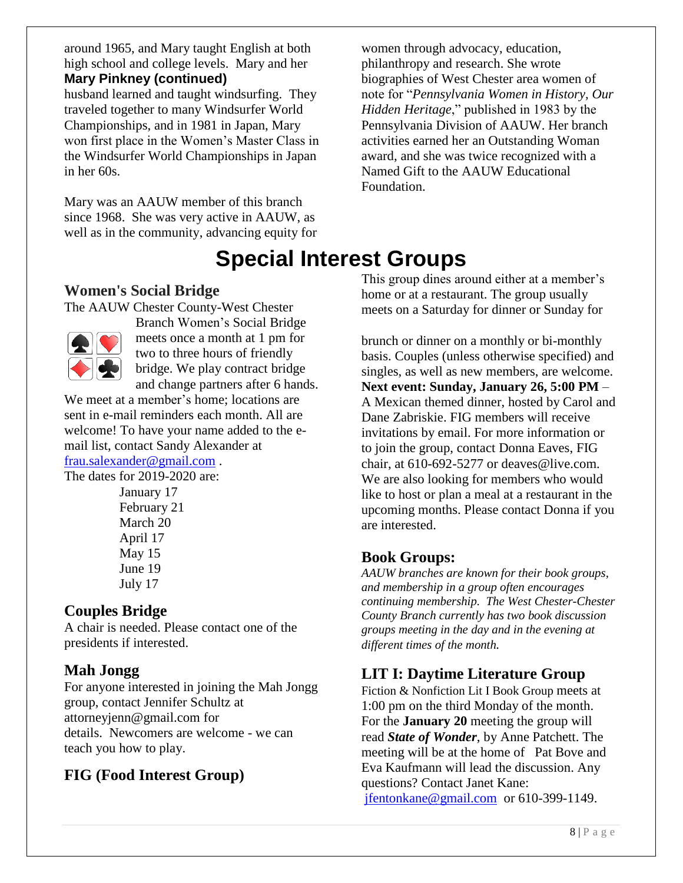around 1965, and Mary taught English at both high school and college levels. Mary and her

**Mary Pinkney (continued)**

husband learned and taught windsurfing. They traveled together to many Windsurfer World Championships, and in 1981 in Japan, Mary won first place in the Women's Master Class in the Windsurfer World Championships in Japan in her 60s.

Mary was an AAUW member of this branch since 1968. She was very active in AAUW, as well as in the community, advancing equity for women through advocacy, education, philanthropy and research. She wrote biographies of West Chester area women of note for "*Pennsylvania Women in History, Our Hidden Heritage*," published in 1983 by the Pennsylvania Division of AAUW. Her branch activities earned her an Outstanding Woman award, and she was twice recognized with a Named Gift to the AAUW Educational Foundation.

# Special Interest Groups

## Women's Social Bridge

The AAUW Chester County-West Chester Branch Women's Social Bridge meets once a month at 1 pm for two to three hours of friendly bridge. We play contract bridge and change partners after 6 hands. We meet at a member's home; locations are sent in e-mail reminders each month. All are welcome! To have your name added to the e-mail list, contact Sandy Alexander at frau.salexander@gmail.com .

The dates for 2019-2020 are:

- January 17
- February 21
- March 20
- April 17
- May 15
- June 19
- July 17

## Couples Bridge

A chair is needed. Please contact one of the presidents if interested.

## Mah Jongg

For anyone interested in joining the Mah Jongg group, contact Jennifer Schultz at attorneyjenn@gmail.com for details. Newcomers are welcome - we can teach you how to play.

## FIG (Food Interest Group)

This group dines around either at a member's home or at a restaurant. The group usually meets on a Saturday for dinner or Sunday for brunch or dinner on a monthly or bi-monthly basis. Couples (unless otherwise specified) and singles, as well as new members, are welcome. **Next event: Sunday, January 26, 5:00 PM** – A Mexican themed dinner, hosted by Carol and Dane Zabriskie. FIG members will receive invitations by email. For more information or to join the group, contact Donna Eaves, FIG chair, at 610-692-5277 or deaves@live.com. We are also looking for members who would like to host or plan a meal at a restaurant in the upcoming months. Please contact Donna if you are interested.

## Book Groups:

*AAUW branches are known for their book groups, and membership in a group often encourages continuing membership. The West Chester-Chester County Branch currently has two book discussion groups meeting in the day and in the evening at different times of the month.*

## LIT I: Daytime Literature Group

Fiction & Nonfiction Lit I Book Group meets at 1:00 pm on the third Monday of the month. For the **January 20** meeting the group will read ***State of Wonder***, by Anne Patchett. The meeting will be at the home of Pat Bove and Eva Kaufmann will lead the discussion. Any questions? Contact Janet Kane: jfentonkane@gmail.com or 610-399-1149.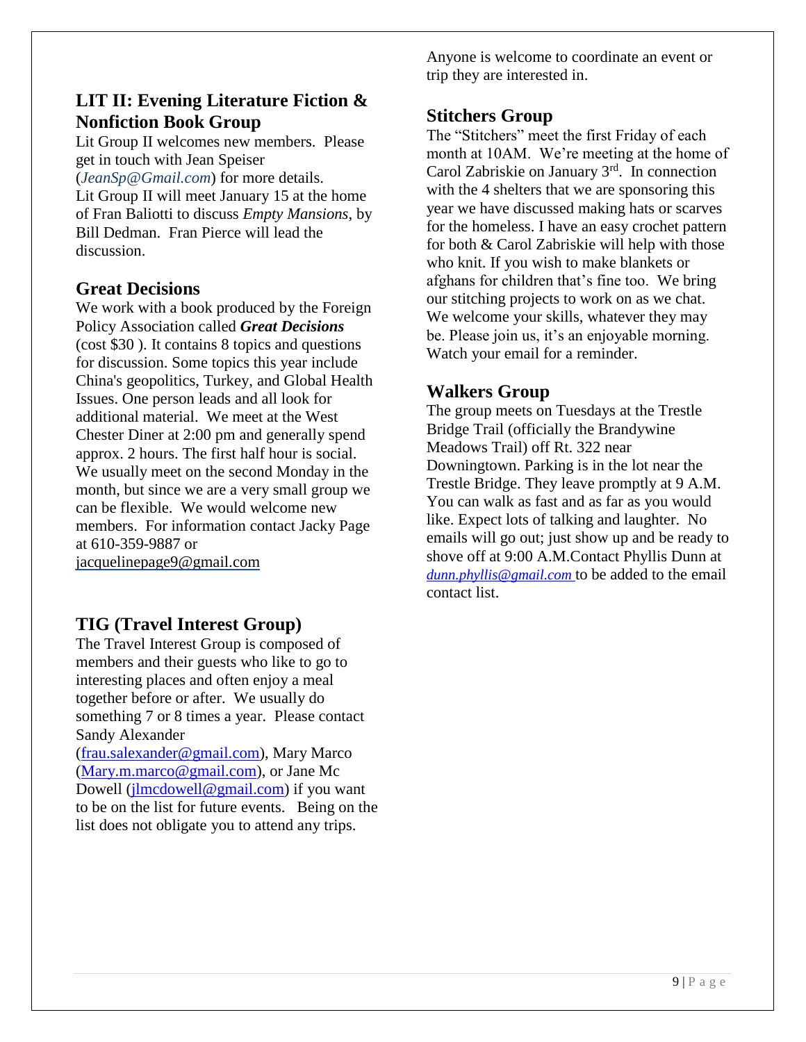## LIT II: Evening Literature Fiction & Nonfiction Book Group

Lit Group II welcomes new members. Please get in touch with Jean Speiser (*JeanSp@Gmail.com*) for more details. Lit Group II will meet January 15 at the home of Fran Baliotti to discuss *Empty Mansions*, by Bill Dedman. Fran Pierce will lead the discussion.

## Great Decisions

We work with a book produced by the Foreign Policy Association called ***Great Decisions*** (cost $30 ). It contains 8 topics and questions for discussion. Some topics this year include China's geopolitics, Turkey, and Global Health Issues. One person leads and all look for additional material. We meet at the West Chester Diner at 2:00 pm and generally spend approx. 2 hours. The first half hour is social. We usually meet on the second Monday in the month, but since we are a very small group we can be flexible. We would welcome new members. For information contact Jacky Page at 610-359-9887 or jacquelinepage9@gmail.com

## TIG (Travel Interest Group)

The Travel Interest Group is composed of members and their guests who like to go to interesting places and often enjoy a meal together before or after. We usually do something 7 or 8 times a year. Please contact Sandy Alexander (frau.salexander@gmail.com), Mary Marco (Mary.m.marco@gmail.com), or Jane Mc Dowell (jlmcdowell@gmail.com) if you want to be on the list for future events. Being on the list does not obligate you to attend any trips. Anyone is welcome to coordinate an event or trip they are interested in.

## Stitchers Group

The "Stitchers" meet the first Friday of each month at 10AM. We're meeting at the home of Carol Zabriskie on January 3rd. In connection with the 4 shelters that we are sponsoring this year we have discussed making hats or scarves for the homeless. I have an easy crochet pattern for both & Carol Zabriskie will help with those who knit. If you wish to make blankets or afghans for children that's fine too. We bring our stitching projects to work on as we chat. We welcome your skills, whatever they may be. Please join us, it's an enjoyable morning. Watch your email for a reminder.

## Walkers Group

The group meets on Tuesdays at the Trestle Bridge Trail (officially the Brandywine Meadows Trail) off Rt. 322 near Downingtown. Parking is in the lot near the Trestle Bridge. They leave promptly at 9 A.M. You can walk as fast and as far as you would like. Expect lots of talking and laughter. No emails will go out; just show up and be ready to shove off at 9:00 A.M.Contact Phyllis Dunn at *dunn.phyllis@gmail.com* to be added to the email contact list.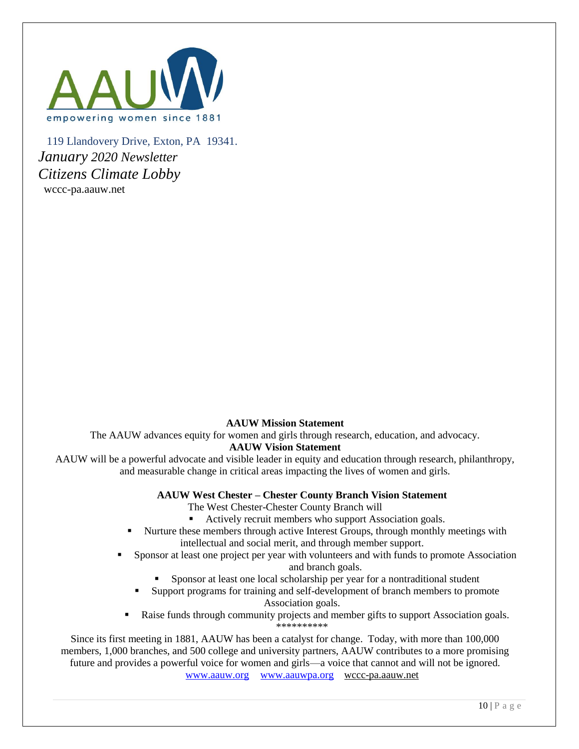AAUW

empowering women since 1881

119 Llandovery Drive, Exton, PA 19341.

*January 2020 Newsletter*

*Citizens Climate Lobby*

wccc-pa.aauw.net

**AAUW Mission Statement**

The AAUW advances equity for women and girls through research, education, and advocacy.

**AAUW Vision Statement**

AAUW will be a powerful advocate and visible leader in equity and education through research, philanthropy, and measurable change in critical areas impacting the lives of women and girls.

**AAUW West Chester – Chester County Branch Vision Statement**

The West Chester-Chester County Branch will

- Actively recruit members who support Association goals.
- Nurture these members through active Interest Groups, through monthly meetings with intellectual and social merit, and through member support.
- Sponsor at least one project per year with volunteers and with funds to promote Association and branch goals.
- Sponsor at least one local scholarship per year for a nontraditional student
- Support programs for training and self-development of branch members to promote Association goals.
- Raise funds through community projects and member gifts to support Association goals.

**********

Since its first meeting in 1881, AAUW has been a catalyst for change. Today, with more than 100,000 members, 1,000 branches, and 500 college and university partners, AAUW contributes to a more promising future and provides a powerful voice for women and girls—a voice that cannot and will not be ignored.

www.aauw.org www.aauwpa.org wccc-pa.aauw.net